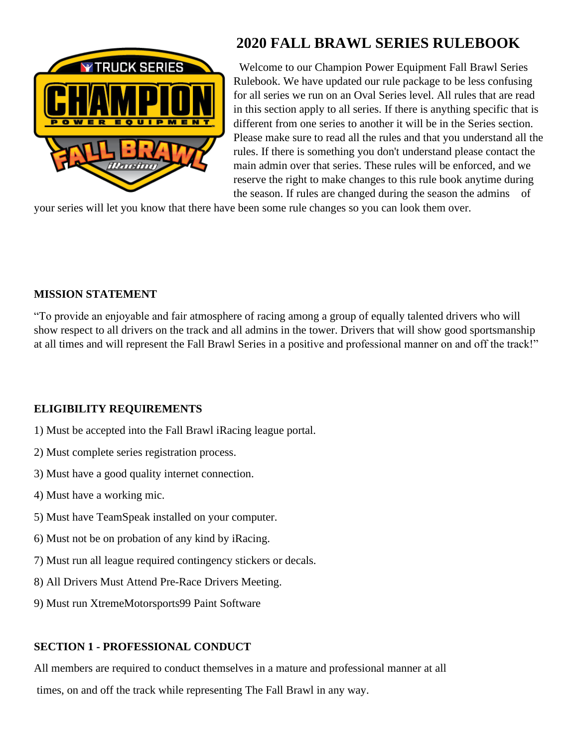# 2020 FALL BRAWL SERIES RULEBOOK

Welcome to our Champion Power Equipment Fall Brawl Series Rulebook. We have updated our rule package to be less confusing for all series we run on an Oval Series level. All rules that are read in this section apply to all series. If there is anything specific that is different from one series to another it will be in the Series section. Please make sure to read all the rules and that you understand all the rules. If there is something you don't understand please contact the main admin over that series. These rules will be enforced, and we reserve the right to make changes to this rule book anytime during the season. If rules are changed during the season the admins of your series will let you know that there have been some rule changes so you can look them over.

**MISSION STATEMENT**

"To provide an enjoyable and fair atmosphere of racing among a group of equally talented drivers who will show respect to all drivers on the track and all admins in the tower. Drivers that will show good sportsmanship at all times and will represent the Fall Brawl Series in a positive and professional manner on and off the track!"

**ELIGIBILITY REQUIREMENTS**

1) Must be accepted into the Fall Brawl iRacing league portal.

2) Must complete series registration process.

3) Must have a good quality internet connection.

4) Must have a working mic.

5) Must have TeamSpeak installed on your computer.

6) Must not be on probation of any kind by iRacing.

7) Must run all league required contingency stickers or decals.

8) All Drivers Must Attend Pre-Race Drivers Meeting.

9) Must run XtremeMotorsports99 Paint Software

**SECTION 1 - PROFESSIONAL CONDUCT**

All members are required to conduct themselves in a mature and professional manner at all times, on and off the track while representing The Fall Brawl in any way.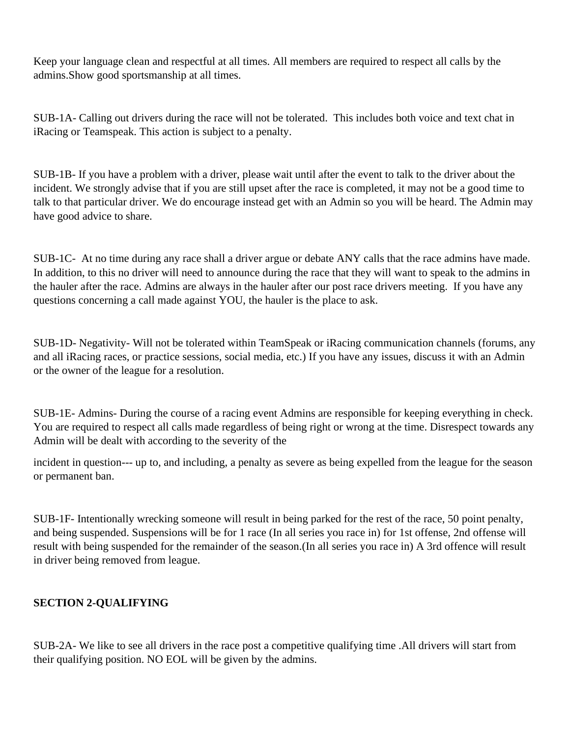Keep your language clean and respectful at all times. All members are required to respect all calls by the admins.Show good sportsmanship at all times.

SUB-1A- Calling out drivers during the race will not be tolerated. This includes both voice and text chat in iRacing or Teamspeak. This action is subject to a penalty.

SUB-1B- If you have a problem with a driver, please wait until after the event to talk to the driver about the incident. We strongly advise that if you are still upset after the race is completed, it may not be a good time to talk to that particular driver. We do encourage instead get with an Admin so you will be heard. The Admin may have good advice to share.

SUB-1C- At no time during any race shall a driver argue or debate ANY calls that the race admins have made. In addition, to this no driver will need to announce during the race that they will want to speak to the admins in the hauler after the race. Admins are always in the hauler after our post race drivers meeting. If you have any questions concerning a call made against YOU, the hauler is the place to ask.

SUB-1D- Negativity- Will not be tolerated within TeamSpeak or iRacing communication channels (forums, any and all iRacing races, or practice sessions, social media, etc.) If you have any issues, discuss it with an Admin or the owner of the league for a resolution.

SUB-1E- Admins- During the course of a racing event Admins are responsible for keeping everything in check. You are required to respect all calls made regardless of being right or wrong at the time. Disrespect towards any Admin will be dealt with according to the severity of the

incident in question--- up to, and including, a penalty as severe as being expelled from the league for the season or permanent ban.

SUB-1F- Intentionally wrecking someone will result in being parked for the rest of the race, 50 point penalty, and being suspended. Suspensions will be for 1 race (In all series you race in) for 1st offense, 2nd offense will result with being suspended for the remainder of the season.(In all series you race in) A 3rd offence will result in driver being removed from league.

**SECTION 2-QUALIFYING**

SUB-2A- We like to see all drivers in the race post a competitive qualifying time .All drivers will start from their qualifying position. NO EOL will be given by the admins.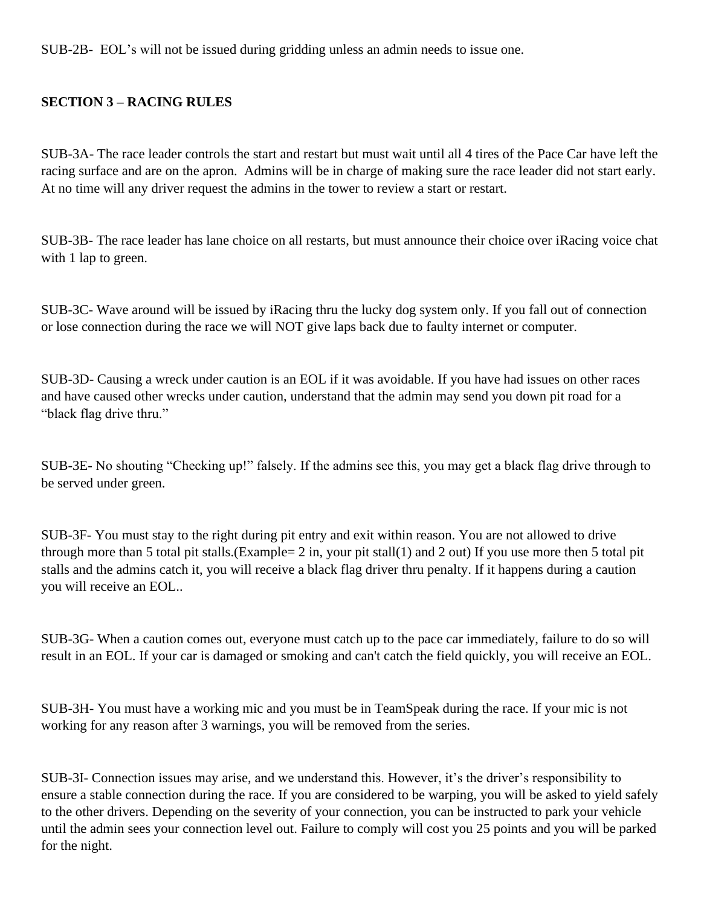SUB-2B- EOL's will not be issued during gridding unless an admin needs to issue one.

**SECTION 3 – RACING RULES**

SUB-3A- The race leader controls the start and restart but must wait until all 4 tires of the Pace Car have left the racing surface and are on the apron. Admins will be in charge of making sure the race leader did not start early. At no time will any driver request the admins in the tower to review a start or restart.

SUB-3B- The race leader has lane choice on all restarts, but must announce their choice over iRacing voice chat with 1 lap to green.

SUB-3C- Wave around will be issued by iRacing thru the lucky dog system only. If you fall out of connection or lose connection during the race we will NOT give laps back due to faulty internet or computer.

SUB-3D- Causing a wreck under caution is an EOL if it was avoidable. If you have had issues on other races and have caused other wrecks under caution, understand that the admin may send you down pit road for a "black flag drive thru."

SUB-3E- No shouting "Checking up!" falsely. If the admins see this, you may get a black flag drive through to be served under green.

SUB-3F- You must stay to the right during pit entry and exit within reason. You are not allowed to drive through more than 5 total pit stalls.(Example= 2 in, your pit stall(1) and 2 out) If you use more then 5 total pit stalls and the admins catch it, you will receive a black flag driver thru penalty. If it happens during a caution you will receive an EOL..

SUB-3G- When a caution comes out, everyone must catch up to the pace car immediately, failure to do so will result in an EOL. If your car is damaged or smoking and can't catch the field quickly, you will receive an EOL.

SUB-3H- You must have a working mic and you must be in TeamSpeak during the race. If your mic is not working for any reason after 3 warnings, you will be removed from the series.

SUB-3I- Connection issues may arise, and we understand this. However, it's the driver's responsibility to ensure a stable connection during the race. If you are considered to be warping, you will be asked to yield safely to the other drivers. Depending on the severity of your connection, you can be instructed to park your vehicle until the admin sees your connection level out. Failure to comply will cost you 25 points and you will be parked for the night.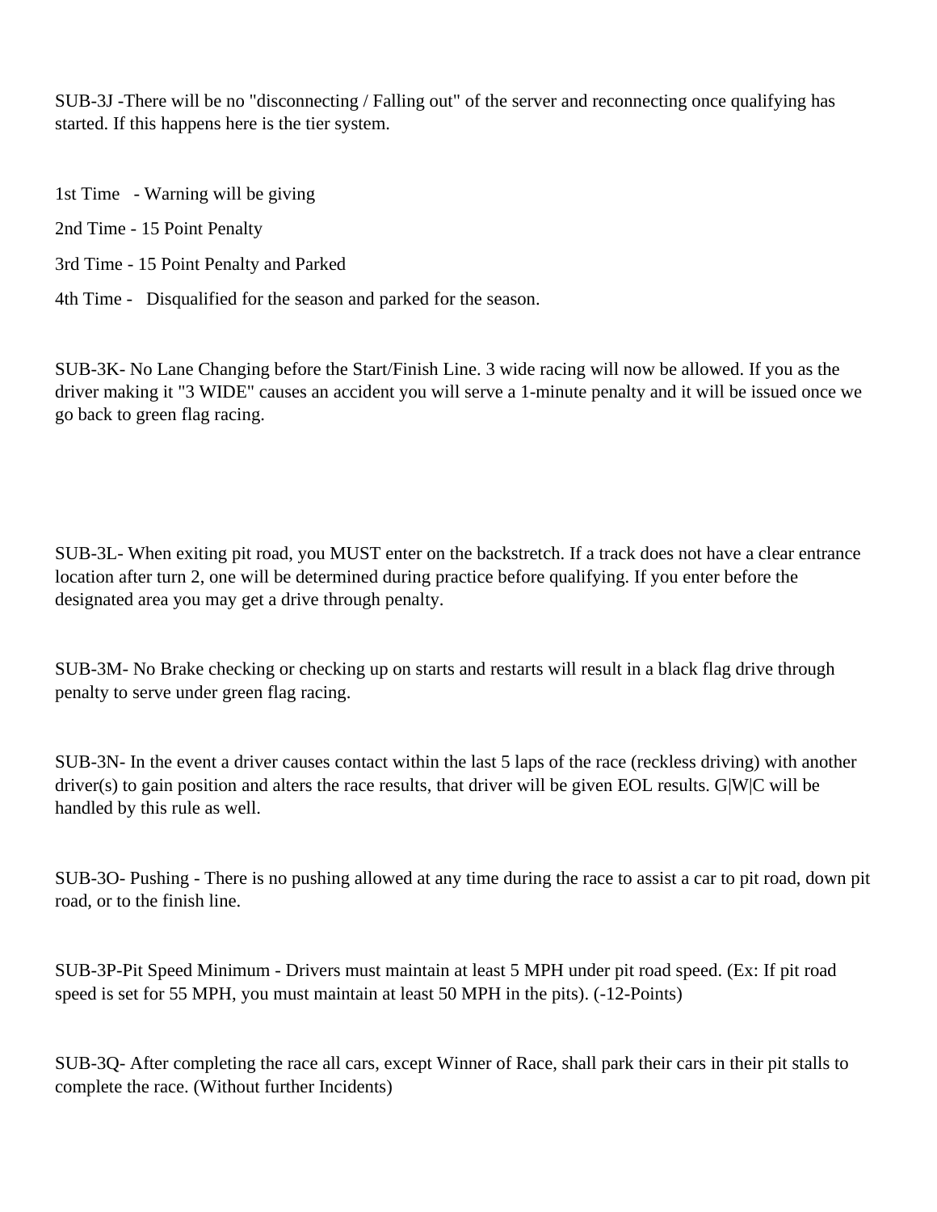SUB-3J -There will be no "disconnecting / Falling out" of the server and reconnecting once qualifying has started. If this happens here is the tier system.

1st Time - Warning will be giving

2nd Time - 15 Point Penalty

3rd Time - 15 Point Penalty and Parked

4th Time - Disqualified for the season and parked for the season.

SUB-3K- No Lane Changing before the Start/Finish Line. 3 wide racing will now be allowed. If you as the driver making it "3 WIDE" causes an accident you will serve a 1-minute penalty and it will be issued once we go back to green flag racing.

SUB-3L- When exiting pit road, you MUST enter on the backstretch. If a track does not have a clear entrance location after turn 2, one will be determined during practice before qualifying. If you enter before the designated area you may get a drive through penalty.

SUB-3M- No Brake checking or checking up on starts and restarts will result in a black flag drive through penalty to serve under green flag racing.

SUB-3N- In the event a driver causes contact within the last 5 laps of the race (reckless driving) with another driver(s) to gain position and alters the race results, that driver will be given EOL results. G|W|C will be handled by this rule as well.

SUB-3O- Pushing - There is no pushing allowed at any time during the race to assist a car to pit road, down pit road, or to the finish line.

SUB-3P-Pit Speed Minimum - Drivers must maintain at least 5 MPH under pit road speed. (Ex: If pit road speed is set for 55 MPH, you must maintain at least 50 MPH in the pits). (-12-Points)

SUB-3Q- After completing the race all cars, except Winner of Race, shall park their cars in their pit stalls to complete the race. (Without further Incidents)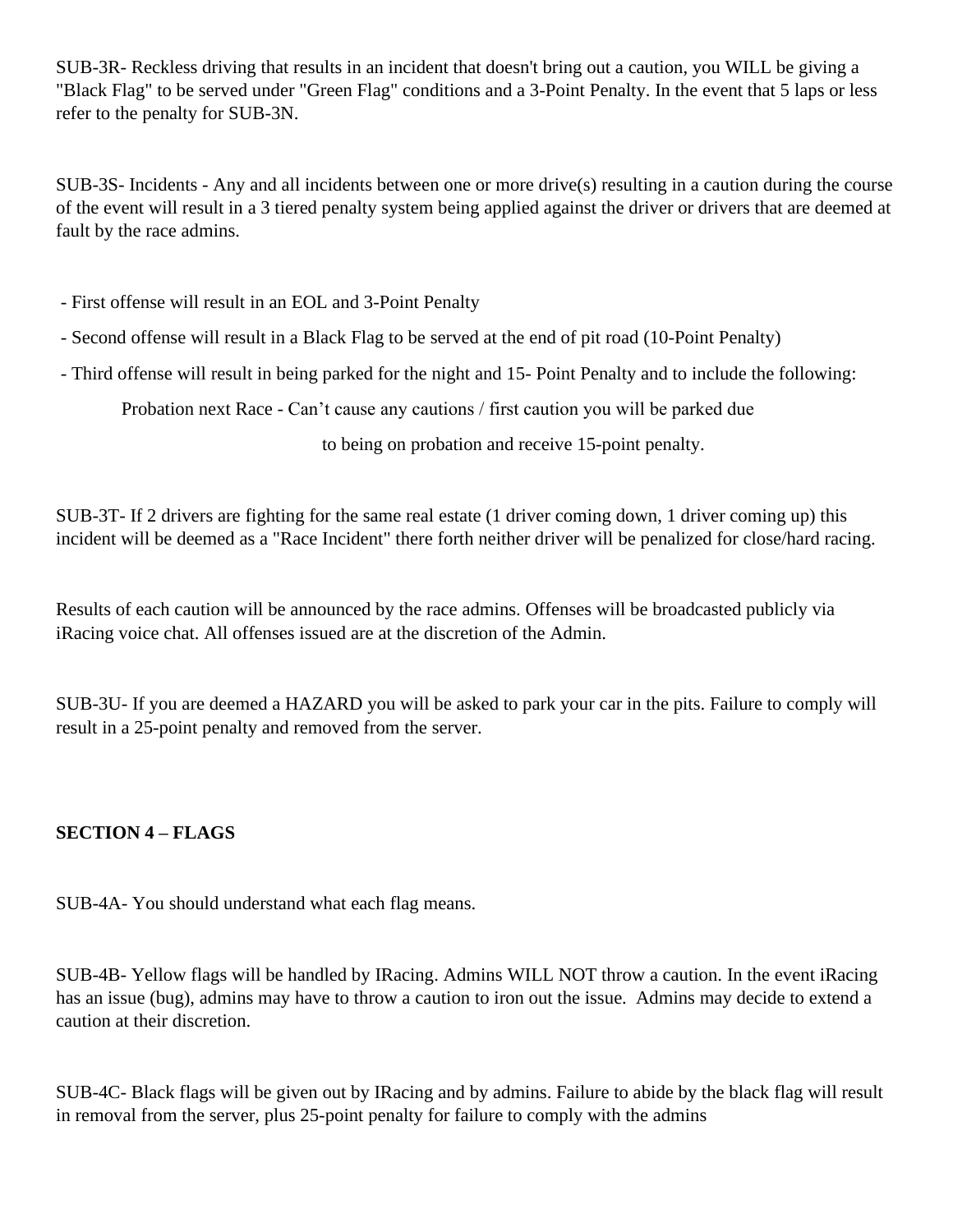SUB-3R- Reckless driving that results in an incident that doesn't bring out a caution, you WILL be giving a "Black Flag" to be served under "Green Flag" conditions and a 3-Point Penalty. In the event that 5 laps or less refer to the penalty for SUB-3N.

SUB-3S- Incidents - Any and all incidents between one or more drive(s) resulting in a caution during the course of the event will result in a 3 tiered penalty system being applied against the driver or drivers that are deemed at fault by the race admins.

- First offense will result in an EOL and 3-Point Penalty
- Second offense will result in a Black Flag to be served at the end of pit road (10-Point Penalty)
- Third offense will result in being parked for the night and 15- Point Penalty and to include the following:

  Probation next Race - Can't cause any cautions / first caution you will be parked due to being on probation and receive 15-point penalty.

SUB-3T- If 2 drivers are fighting for the same real estate (1 driver coming down, 1 driver coming up) this incident will be deemed as a "Race Incident" there forth neither driver will be penalized for close/hard racing.

Results of each caution will be announced by the race admins. Offenses will be broadcasted publicly via iRacing voice chat. All offenses issued are at the discretion of the Admin.

SUB-3U- If you are deemed a HAZARD you will be asked to park your car in the pits. Failure to comply will result in a 25-point penalty and removed from the server.

**SECTION 4 – FLAGS**

SUB-4A- You should understand what each flag means.

SUB-4B- Yellow flags will be handled by IRacing. Admins WILL NOT throw a caution. In the event iRacing has an issue (bug), admins may have to throw a caution to iron out the issue. Admins may decide to extend a caution at their discretion.

SUB-4C- Black flags will be given out by IRacing and by admins. Failure to abide by the black flag will result in removal from the server, plus 25-point penalty for failure to comply with the admins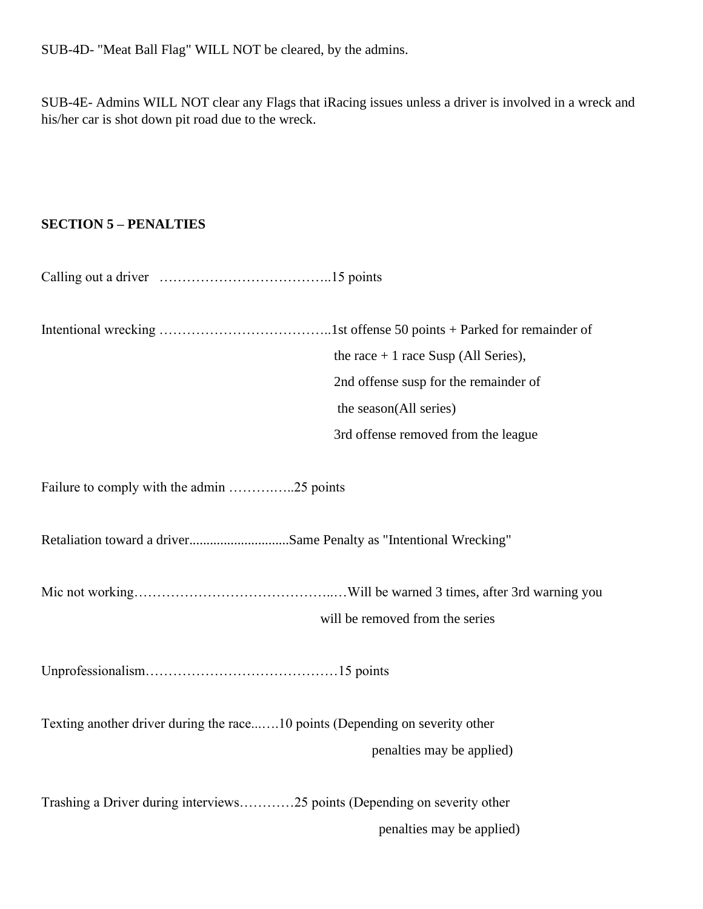SUB-4D- "Meat Ball Flag" WILL NOT be cleared, by the admins.

SUB-4E- Admins WILL NOT clear any Flags that iRacing issues unless a driver is involved in a wreck and his/her car is shot down pit road due to the wreck.

**SECTION 5 – PENALTIES**

Calling out a driver ………………………………..15 points

Intentional wrecking ………………………………..1st offense 50 points + Parked for remainder of the race + 1 race Susp (All Series),
2nd offense susp for the remainder of the season(All series)
3rd offense removed from the league

Failure to comply with the admin ………..…..25 points

Retaliation toward a driver.............................Same Penalty as "Intentional Wrecking"

Mic not working……………………………………..…Will be warned 3 times, after 3rd warning you will be removed from the series

Unprofessionalism……………………………………15 points

Texting another driver during the race..….10 points (Depending on severity other penalties may be applied)

Trashing a Driver during interviews…………25 points (Depending on severity other penalties may be applied)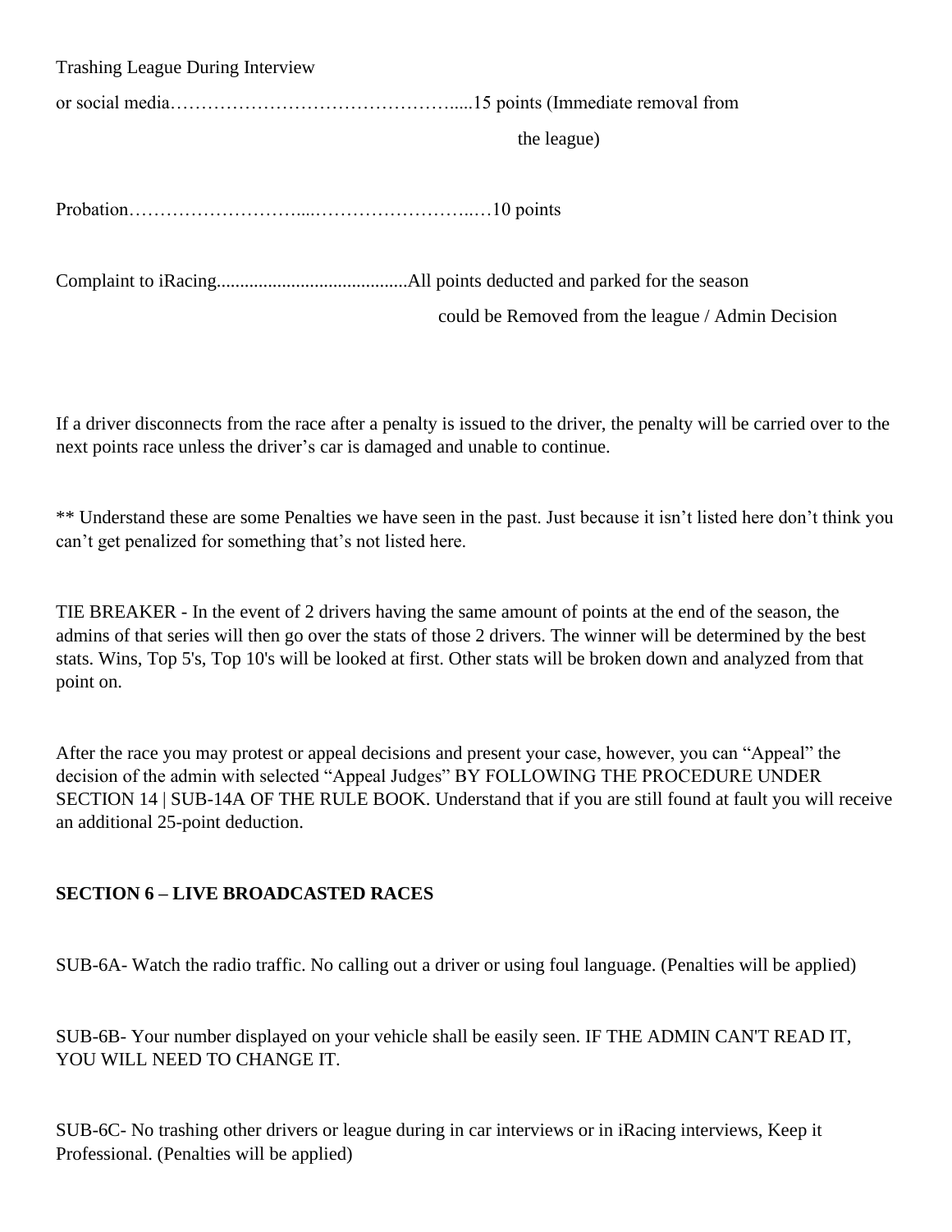Trashing League During Interview

or social media…………………………………….....15 points (Immediate removal from the league)

Probation………………………...……………………..…10 points

Complaint to iRacing.........................................All points deducted and parked for the season could be Removed from the league / Admin Decision

If a driver disconnects from the race after a penalty is issued to the driver, the penalty will be carried over to the next points race unless the driver's car is damaged and unable to continue.

** Understand these are some Penalties we have seen in the past. Just because it isn't listed here don't think you can't get penalized for something that's not listed here.

TIE BREAKER - In the event of 2 drivers having the same amount of points at the end of the season, the admins of that series will then go over the stats of those 2 drivers. The winner will be determined by the best stats. Wins, Top 5's, Top 10's will be looked at first. Other stats will be broken down and analyzed from that point on.

After the race you may protest or appeal decisions and present your case, however, you can "Appeal" the decision of the admin with selected "Appeal Judges" BY FOLLOWING THE PROCEDURE UNDER SECTION 14 | SUB-14A OF THE RULE BOOK. Understand that if you are still found at fault you will receive an additional 25-point deduction.

**SECTION 6 – LIVE BROADCASTED RACES**

SUB-6A- Watch the radio traffic. No calling out a driver or using foul language. (Penalties will be applied)

SUB-6B- Your number displayed on your vehicle shall be easily seen. IF THE ADMIN CAN'T READ IT, YOU WILL NEED TO CHANGE IT.

SUB-6C- No trashing other drivers or league during in car interviews or in iRacing interviews, Keep it Professional. (Penalties will be applied)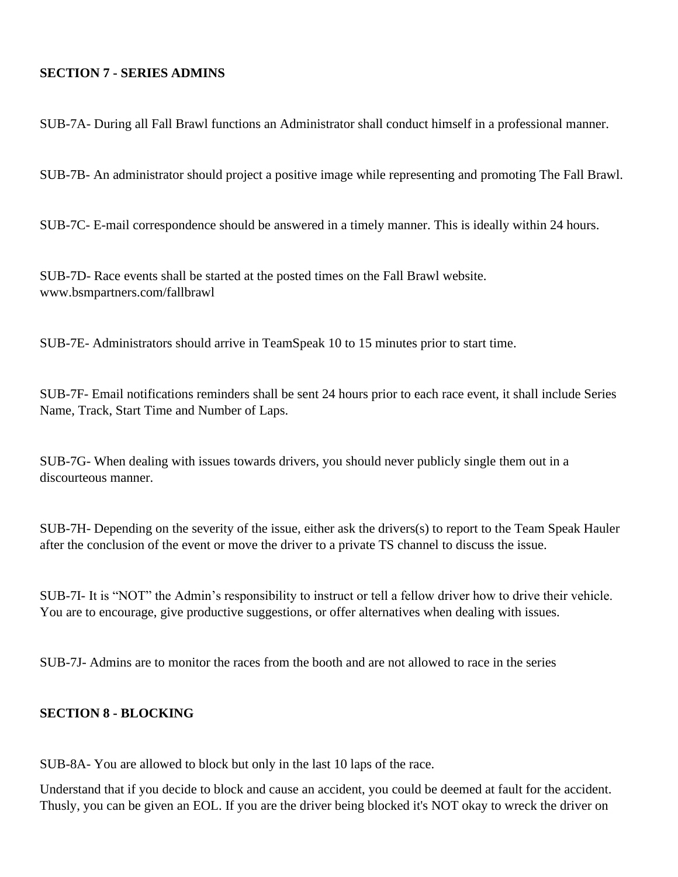**SECTION 7 - SERIES ADMINS**

SUB-7A- During all Fall Brawl functions an Administrator shall conduct himself in a professional manner.

SUB-7B- An administrator should project a positive image while representing and promoting The Fall Brawl.

SUB-7C- E-mail correspondence should be answered in a timely manner. This is ideally within 24 hours.

SUB-7D- Race events shall be started at the posted times on the Fall Brawl website. www.bsmpartners.com/fallbrawl

SUB-7E- Administrators should arrive in TeamSpeak 10 to 15 minutes prior to start time.

SUB-7F- Email notifications reminders shall be sent 24 hours prior to each race event, it shall include Series Name, Track, Start Time and Number of Laps.

SUB-7G- When dealing with issues towards drivers, you should never publicly single them out in a discourteous manner.

SUB-7H- Depending on the severity of the issue, either ask the drivers(s) to report to the Team Speak Hauler after the conclusion of the event or move the driver to a private TS channel to discuss the issue.

SUB-7I- It is "NOT" the Admin's responsibility to instruct or tell a fellow driver how to drive their vehicle. You are to encourage, give productive suggestions, or offer alternatives when dealing with issues.

SUB-7J- Admins are to monitor the races from the booth and are not allowed to race in the series

**SECTION 8 - BLOCKING**

SUB-8A- You are allowed to block but only in the last 10 laps of the race.

Understand that if you decide to block and cause an accident, you could be deemed at fault for the accident. Thusly, you can be given an EOL. If you are the driver being blocked it's NOT okay to wreck the driver on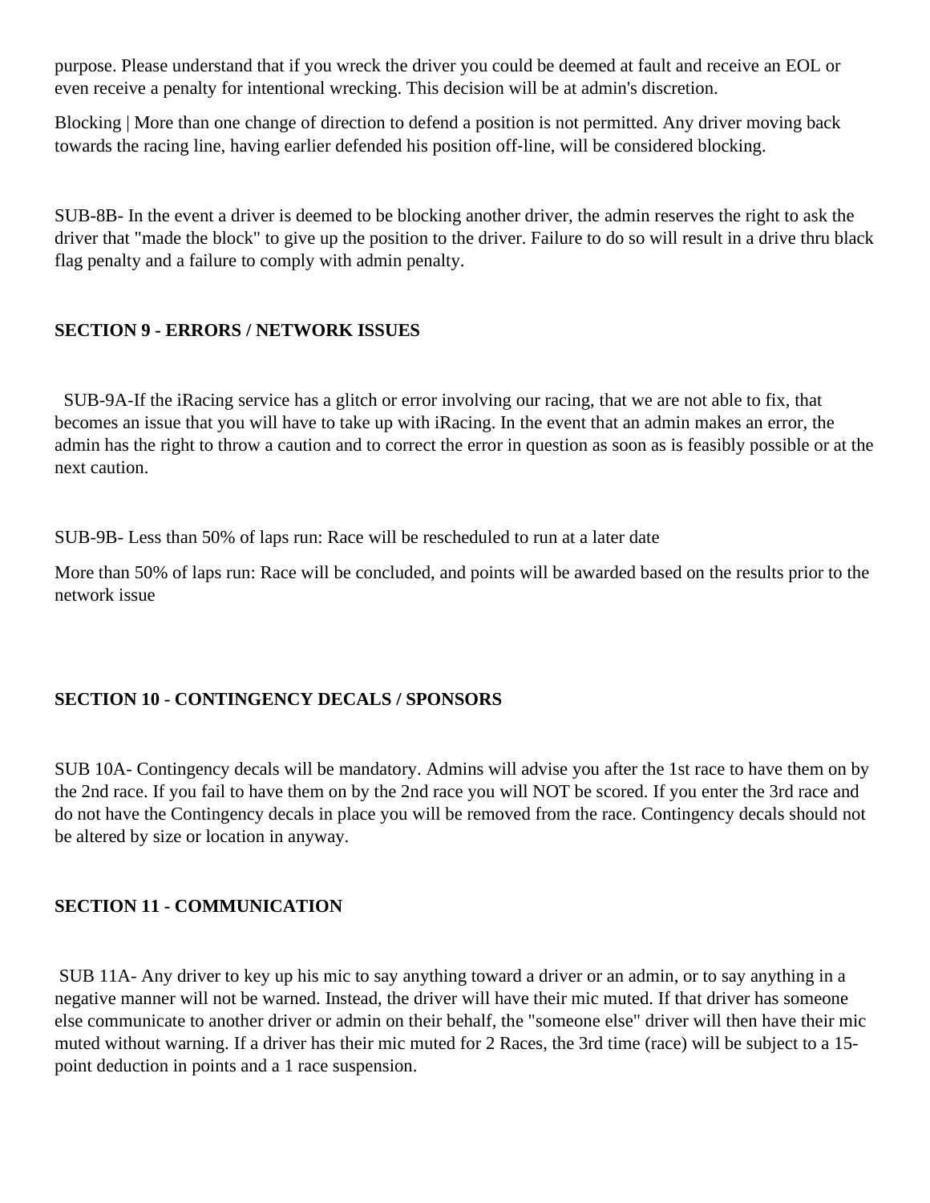purpose. Please understand that if you wreck the driver you could be deemed at fault and receive an EOL or even receive a penalty for intentional wrecking. This decision will be at admin's discretion.

Blocking | More than one change of direction to defend a position is not permitted. Any driver moving back towards the racing line, having earlier defended his position off-line, will be considered blocking.

SUB-8B- In the event a driver is deemed to be blocking another driver, the admin reserves the right to ask the driver that "made the block" to give up the position to the driver. Failure to do so will result in a drive thru black flag penalty and a failure to comply with admin penalty.

**SECTION 9 - ERRORS / NETWORK ISSUES**

SUB-9A-If the iRacing service has a glitch or error involving our racing, that we are not able to fix, that becomes an issue that you will have to take up with iRacing. In the event that an admin makes an error, the admin has the right to throw a caution and to correct the error in question as soon as is feasibly possible or at the next caution.

SUB-9B- Less than 50% of laps run: Race will be rescheduled to run at a later date

More than 50% of laps run: Race will be concluded, and points will be awarded based on the results prior to the network issue

**SECTION 10 - CONTINGENCY DECALS / SPONSORS**

SUB 10A- Contingency decals will be mandatory. Admins will advise you after the 1st race to have them on by the 2nd race. If you fail to have them on by the 2nd race you will NOT be scored. If you enter the 3rd race and do not have the Contingency decals in place you will be removed from the race. Contingency decals should not be altered by size or location in anyway.

**SECTION 11 - COMMUNICATION**

SUB 11A- Any driver to key up his mic to say anything toward a driver or an admin, or to say anything in a negative manner will not be warned. Instead, the driver will have their mic muted. If that driver has someone else communicate to another driver or admin on their behalf, the "someone else" driver will then have their mic muted without warning. If a driver has their mic muted for 2 Races, the 3rd time (race) will be subject to a 15-point deduction in points and a 1 race suspension.